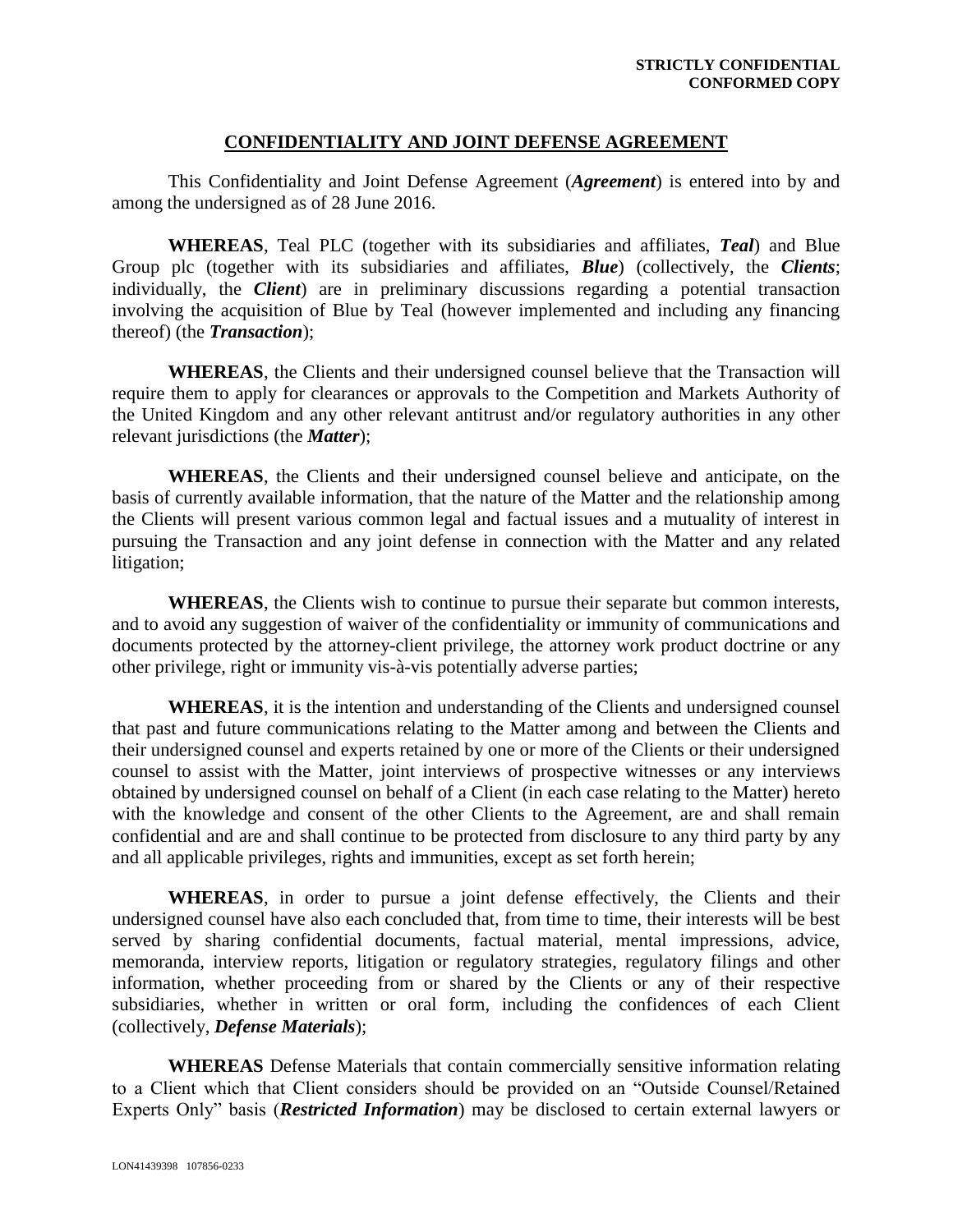**STRICTLY CONFIDENTIAL**
**CONFORMED COPY**

# CONFIDENTIALITY AND JOINT DEFENSE AGREEMENT

This Confidentiality and Joint Defense Agreement (***Agreement***) is entered into by and among the undersigned as of 28 June 2016.

**WHEREAS**, Teal PLC (together with its subsidiaries and affiliates, ***Teal***) and Blue Group plc (together with its subsidiaries and affiliates, ***Blue***) (collectively, the ***Clients***; individually, the ***Client***) are in preliminary discussions regarding a potential transaction involving the acquisition of Blue by Teal (however implemented and including any financing thereof) (the ***Transaction***);

**WHEREAS**, the Clients and their undersigned counsel believe that the Transaction will require them to apply for clearances or approvals to the Competition and Markets Authority of the United Kingdom and any other relevant antitrust and/or regulatory authorities in any other relevant jurisdictions (the ***Matter***);

**WHEREAS**, the Clients and their undersigned counsel believe and anticipate, on the basis of currently available information, that the nature of the Matter and the relationship among the Clients will present various common legal and factual issues and a mutuality of interest in pursuing the Transaction and any joint defense in connection with the Matter and any related litigation;

**WHEREAS**, the Clients wish to continue to pursue their separate but common interests, and to avoid any suggestion of waiver of the confidentiality or immunity of communications and documents protected by the attorney-client privilege, the attorney work product doctrine or any other privilege, right or immunity vis-à-vis potentially adverse parties;

**WHEREAS**, it is the intention and understanding of the Clients and undersigned counsel that past and future communications relating to the Matter among and between the Clients and their undersigned counsel and experts retained by one or more of the Clients or their undersigned counsel to assist with the Matter, joint interviews of prospective witnesses or any interviews obtained by undersigned counsel on behalf of a Client (in each case relating to the Matter) hereto with the knowledge and consent of the other Clients to the Agreement, are and shall remain confidential and are and shall continue to be protected from disclosure to any third party by any and all applicable privileges, rights and immunities, except as set forth herein;

**WHEREAS**, in order to pursue a joint defense effectively, the Clients and their undersigned counsel have also each concluded that, from time to time, their interests will be best served by sharing confidential documents, factual material, mental impressions, advice, memoranda, interview reports, litigation or regulatory strategies, regulatory filings and other information, whether proceeding from or shared by the Clients or any of their respective subsidiaries, whether in written or oral form, including the confidences of each Client (collectively, ***Defense Materials***);

**WHEREAS** Defense Materials that contain commercially sensitive information relating to a Client which that Client considers should be provided on an "Outside Counsel/Retained Experts Only" basis (***Restricted Information***) may be disclosed to certain external lawyers or

LON41439398 107856-0233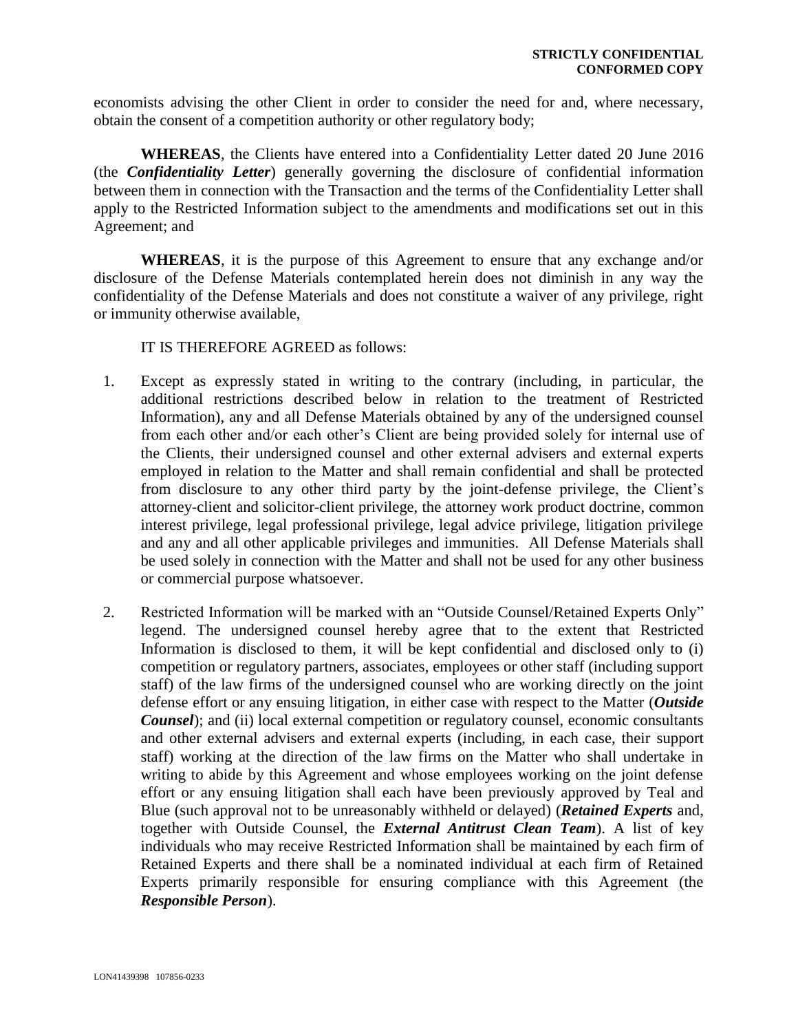economists advising the other Client in order to consider the need for and, where necessary, obtain the consent of a competition authority or other regulatory body;

**WHEREAS**, the Clients have entered into a Confidentiality Letter dated 20 June 2016 (the ***Confidentiality Letter***) generally governing the disclosure of confidential information between them in connection with the Transaction and the terms of the Confidentiality Letter shall apply to the Restricted Information subject to the amendments and modifications set out in this Agreement; and

**WHEREAS**, it is the purpose of this Agreement to ensure that any exchange and/or disclosure of the Defense Materials contemplated herein does not diminish in any way the confidentiality of the Defense Materials and does not constitute a waiver of any privilege, right or immunity otherwise available,

IT IS THEREFORE AGREED as follows:

1. Except as expressly stated in writing to the contrary (including, in particular, the additional restrictions described below in relation to the treatment of Restricted Information), any and all Defense Materials obtained by any of the undersigned counsel from each other and/or each other's Client are being provided solely for internal use of the Clients, their undersigned counsel and other external advisers and external experts employed in relation to the Matter and shall remain confidential and shall be protected from disclosure to any other third party by the joint-defense privilege, the Client's attorney-client and solicitor-client privilege, the attorney work product doctrine, common interest privilege, legal professional privilege, legal advice privilege, litigation privilege and any and all other applicable privileges and immunities. All Defense Materials shall be used solely in connection with the Matter and shall not be used for any other business or commercial purpose whatsoever.

2. Restricted Information will be marked with an "Outside Counsel/Retained Experts Only" legend. The undersigned counsel hereby agree that to the extent that Restricted Information is disclosed to them, it will be kept confidential and disclosed only to (i) competition or regulatory partners, associates, employees or other staff (including support staff) of the law firms of the undersigned counsel who are working directly on the joint defense effort or any ensuing litigation, in either case with respect to the Matter (***Outside Counsel***); and (ii) local external competition or regulatory counsel, economic consultants and other external advisers and external experts (including, in each case, their support staff) working at the direction of the law firms on the Matter who shall undertake in writing to abide by this Agreement and whose employees working on the joint defense effort or any ensuing litigation shall each have been previously approved by Teal and Blue (such approval not to be unreasonably withheld or delayed) (***Retained Experts*** and, together with Outside Counsel, the ***External Antitrust Clean Team***). A list of key individuals who may receive Restricted Information shall be maintained by each firm of Retained Experts and there shall be a nominated individual at each firm of Retained Experts primarily responsible for ensuring compliance with this Agreement (the ***Responsible Person***).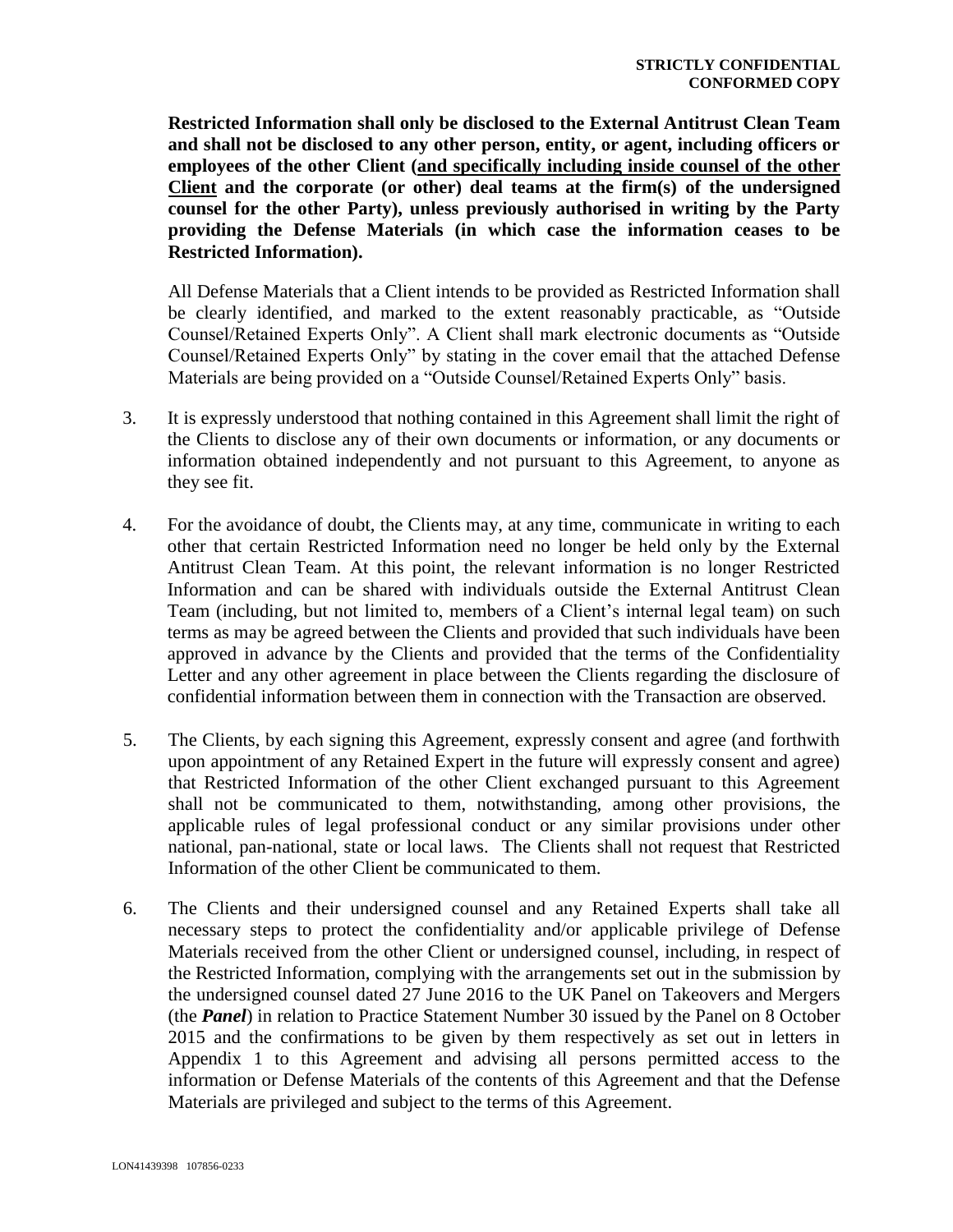**Restricted Information shall only be disclosed to the External Antitrust Clean Team and shall not be disclosed to any other person, entity, or agent, including officers or employees of the other Client (<u>and specifically including inside counsel of the other Client</u> and the corporate (or other) deal teams at the firm(s) of the undersigned counsel for the other Party), unless previously authorised in writing by the Party providing the Defense Materials (in which case the information ceases to be Restricted Information).**

All Defense Materials that a Client intends to be provided as Restricted Information shall be clearly identified, and marked to the extent reasonably practicable, as "Outside Counsel/Retained Experts Only". A Client shall mark electronic documents as "Outside Counsel/Retained Experts Only" by stating in the cover email that the attached Defense Materials are being provided on a "Outside Counsel/Retained Experts Only" basis.

3. It is expressly understood that nothing contained in this Agreement shall limit the right of the Clients to disclose any of their own documents or information, or any documents or information obtained independently and not pursuant to this Agreement, to anyone as they see fit.

4. For the avoidance of doubt, the Clients may, at any time, communicate in writing to each other that certain Restricted Information need no longer be held only by the External Antitrust Clean Team. At this point, the relevant information is no longer Restricted Information and can be shared with individuals outside the External Antitrust Clean Team (including, but not limited to, members of a Client's internal legal team) on such terms as may be agreed between the Clients and provided that such individuals have been approved in advance by the Clients and provided that the terms of the Confidentiality Letter and any other agreement in place between the Clients regarding the disclosure of confidential information between them in connection with the Transaction are observed.

5. The Clients, by each signing this Agreement, expressly consent and agree (and forthwith upon appointment of any Retained Expert in the future will expressly consent and agree) that Restricted Information of the other Client exchanged pursuant to this Agreement shall not be communicated to them, notwithstanding, among other provisions, the applicable rules of legal professional conduct or any similar provisions under other national, pan-national, state or local laws. The Clients shall not request that Restricted Information of the other Client be communicated to them.

6. The Clients and their undersigned counsel and any Retained Experts shall take all necessary steps to protect the confidentiality and/or applicable privilege of Defense Materials received from the other Client or undersigned counsel, including, in respect of the Restricted Information, complying with the arrangements set out in the submission by the undersigned counsel dated 27 June 2016 to the UK Panel on Takeovers and Mergers (the ***Panel***) in relation to Practice Statement Number 30 issued by the Panel on 8 October 2015 and the confirmations to be given by them respectively as set out in letters in Appendix 1 to this Agreement and advising all persons permitted access to the information or Defense Materials of the contents of this Agreement and that the Defense Materials are privileged and subject to the terms of this Agreement.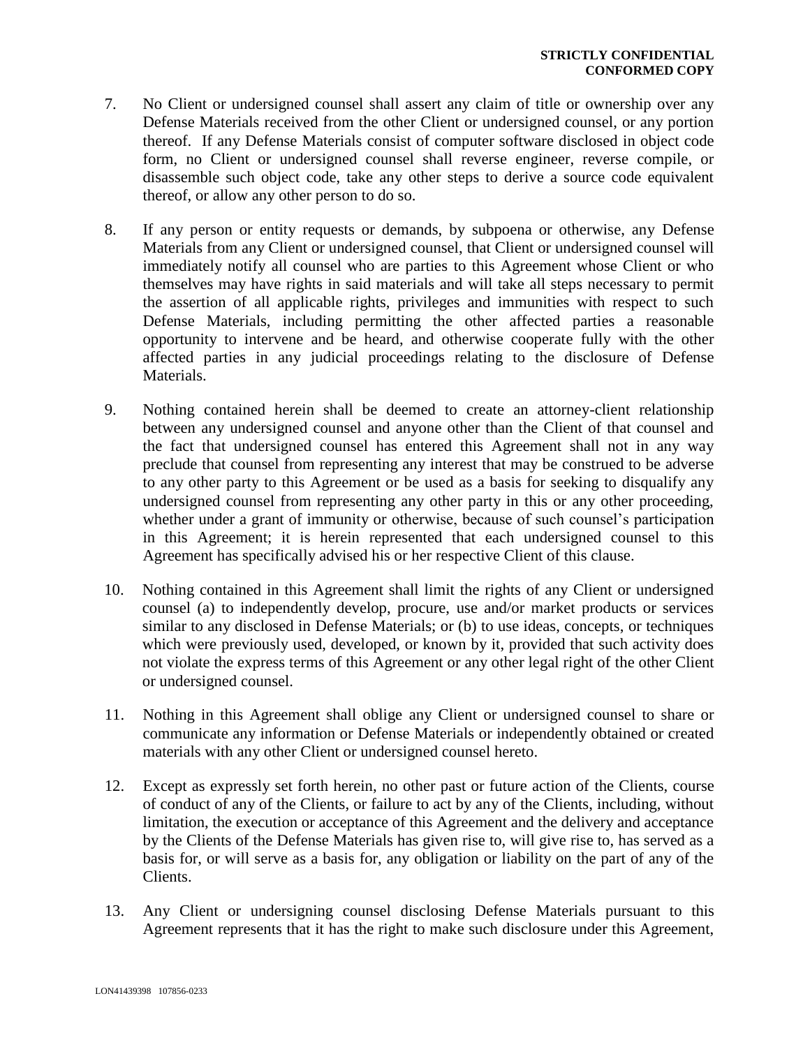7. No Client or undersigned counsel shall assert any claim of title or ownership over any Defense Materials received from the other Client or undersigned counsel, or any portion thereof. If any Defense Materials consist of computer software disclosed in object code form, no Client or undersigned counsel shall reverse engineer, reverse compile, or disassemble such object code, take any other steps to derive a source code equivalent thereof, or allow any other person to do so.

8. If any person or entity requests or demands, by subpoena or otherwise, any Defense Materials from any Client or undersigned counsel, that Client or undersigned counsel will immediately notify all counsel who are parties to this Agreement whose Client or who themselves may have rights in said materials and will take all steps necessary to permit the assertion of all applicable rights, privileges and immunities with respect to such Defense Materials, including permitting the other affected parties a reasonable opportunity to intervene and be heard, and otherwise cooperate fully with the other affected parties in any judicial proceedings relating to the disclosure of Defense Materials.

9. Nothing contained herein shall be deemed to create an attorney-client relationship between any undersigned counsel and anyone other than the Client of that counsel and the fact that undersigned counsel has entered this Agreement shall not in any way preclude that counsel from representing any interest that may be construed to be adverse to any other party to this Agreement or be used as a basis for seeking to disqualify any undersigned counsel from representing any other party in this or any other proceeding, whether under a grant of immunity or otherwise, because of such counsel's participation in this Agreement; it is herein represented that each undersigned counsel to this Agreement has specifically advised his or her respective Client of this clause.

10. Nothing contained in this Agreement shall limit the rights of any Client or undersigned counsel (a) to independently develop, procure, use and/or market products or services similar to any disclosed in Defense Materials; or (b) to use ideas, concepts, or techniques which were previously used, developed, or known by it, provided that such activity does not violate the express terms of this Agreement or any other legal right of the other Client or undersigned counsel.

11. Nothing in this Agreement shall oblige any Client or undersigned counsel to share or communicate any information or Defense Materials or independently obtained or created materials with any other Client or undersigned counsel hereto.

12. Except as expressly set forth herein, no other past or future action of the Clients, course of conduct of any of the Clients, or failure to act by any of the Clients, including, without limitation, the execution or acceptance of this Agreement and the delivery and acceptance by the Clients of the Defense Materials has given rise to, will give rise to, has served as a basis for, or will serve as a basis for, any obligation or liability on the part of any of the Clients.

13. Any Client or undersigning counsel disclosing Defense Materials pursuant to this Agreement represents that it has the right to make such disclosure under this Agreement,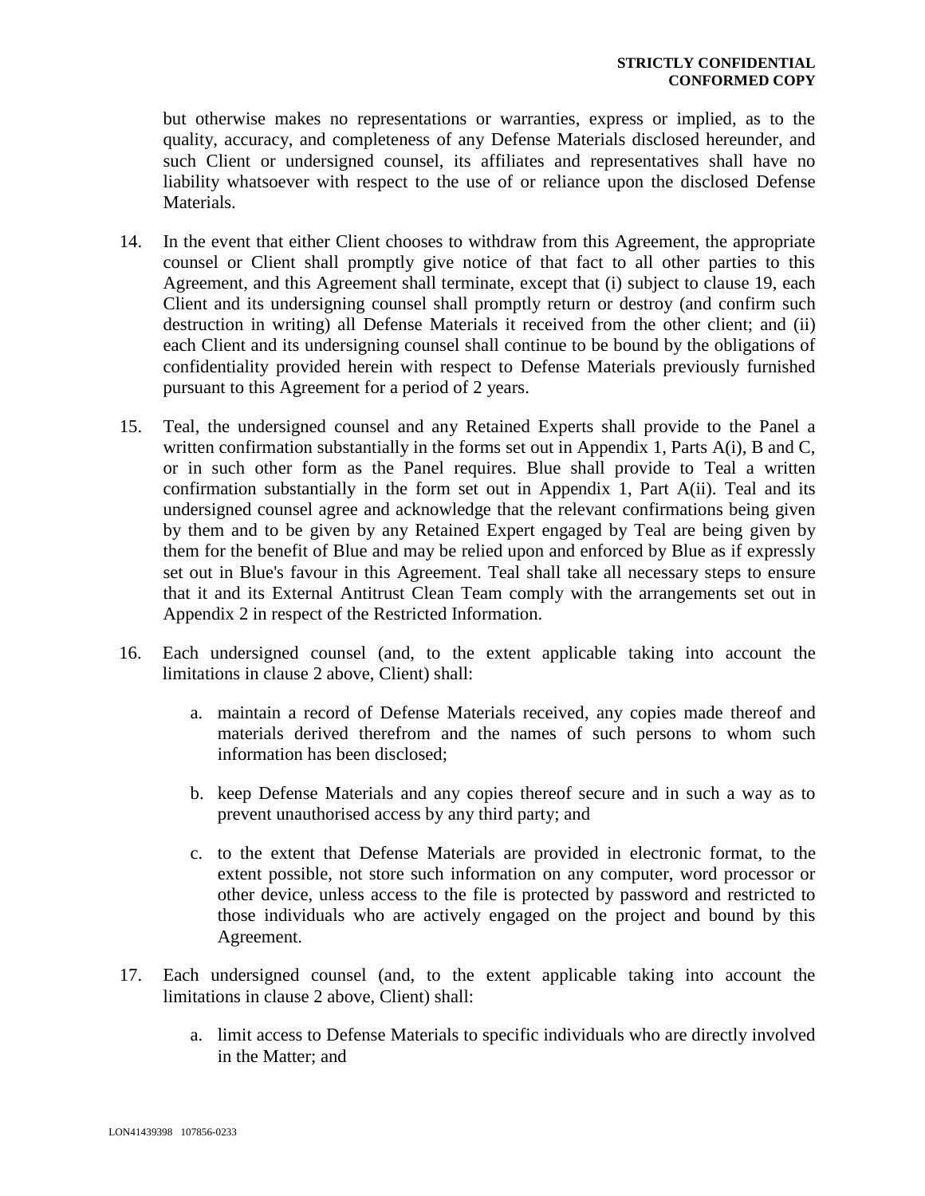but otherwise makes no representations or warranties, express or implied, as to the quality, accuracy, and completeness of any Defense Materials disclosed hereunder, and such Client or undersigned counsel, its affiliates and representatives shall have no liability whatsoever with respect to the use of or reliance upon the disclosed Defense Materials.

14. In the event that either Client chooses to withdraw from this Agreement, the appropriate counsel or Client shall promptly give notice of that fact to all other parties to this Agreement, and this Agreement shall terminate, except that (i) subject to clause 19, each Client and its undersigning counsel shall promptly return or destroy (and confirm such destruction in writing) all Defense Materials it received from the other client; and (ii) each Client and its undersigning counsel shall continue to be bound by the obligations of confidentiality provided herein with respect to Defense Materials previously furnished pursuant to this Agreement for a period of 2 years.

15. Teal, the undersigned counsel and any Retained Experts shall provide to the Panel a written confirmation substantially in the forms set out in Appendix 1, Parts A(i), B and C, or in such other form as the Panel requires. Blue shall provide to Teal a written confirmation substantially in the form set out in Appendix 1, Part A(ii). Teal and its undersigned counsel agree and acknowledge that the relevant confirmations being given by them and to be given by any Retained Expert engaged by Teal are being given by them for the benefit of Blue and may be relied upon and enforced by Blue as if expressly set out in Blue's favour in this Agreement. Teal shall take all necessary steps to ensure that it and its External Antitrust Clean Team comply with the arrangements set out in Appendix 2 in respect of the Restricted Information.

16. Each undersigned counsel (and, to the extent applicable taking into account the limitations in clause 2 above, Client) shall:

    a. maintain a record of Defense Materials received, any copies made thereof and materials derived therefrom and the names of such persons to whom such information has been disclosed;

    b. keep Defense Materials and any copies thereof secure and in such a way as to prevent unauthorised access by any third party; and

    c. to the extent that Defense Materials are provided in electronic format, to the extent possible, not store such information on any computer, word processor or other device, unless access to the file is protected by password and restricted to those individuals who are actively engaged on the project and bound by this Agreement.

17. Each undersigned counsel (and, to the extent applicable taking into account the limitations in clause 2 above, Client) shall:

    a. limit access to Defense Materials to specific individuals who are directly involved in the Matter; and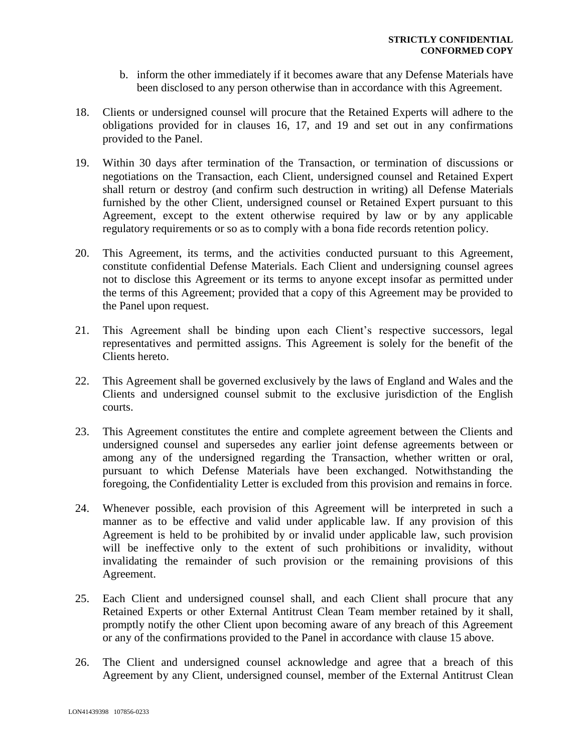b. inform the other immediately if it becomes aware that any Defense Materials have been disclosed to any person otherwise than in accordance with this Agreement.

18. Clients or undersigned counsel will procure that the Retained Experts will adhere to the obligations provided for in clauses 16, 17, and 19 and set out in any confirmations provided to the Panel.

19. Within 30 days after termination of the Transaction, or termination of discussions or negotiations on the Transaction, each Client, undersigned counsel and Retained Expert shall return or destroy (and confirm such destruction in writing) all Defense Materials furnished by the other Client, undersigned counsel or Retained Expert pursuant to this Agreement, except to the extent otherwise required by law or by any applicable regulatory requirements or so as to comply with a bona fide records retention policy.

20. This Agreement, its terms, and the activities conducted pursuant to this Agreement, constitute confidential Defense Materials. Each Client and undersigning counsel agrees not to disclose this Agreement or its terms to anyone except insofar as permitted under the terms of this Agreement; provided that a copy of this Agreement may be provided to the Panel upon request.

21. This Agreement shall be binding upon each Client's respective successors, legal representatives and permitted assigns. This Agreement is solely for the benefit of the Clients hereto.

22. This Agreement shall be governed exclusively by the laws of England and Wales and the Clients and undersigned counsel submit to the exclusive jurisdiction of the English courts.

23. This Agreement constitutes the entire and complete agreement between the Clients and undersigned counsel and supersedes any earlier joint defense agreements between or among any of the undersigned regarding the Transaction, whether written or oral, pursuant to which Defense Materials have been exchanged. Notwithstanding the foregoing, the Confidentiality Letter is excluded from this provision and remains in force.

24. Whenever possible, each provision of this Agreement will be interpreted in such a manner as to be effective and valid under applicable law. If any provision of this Agreement is held to be prohibited by or invalid under applicable law, such provision will be ineffective only to the extent of such prohibitions or invalidity, without invalidating the remainder of such provision or the remaining provisions of this Agreement.

25. Each Client and undersigned counsel shall, and each Client shall procure that any Retained Experts or other External Antitrust Clean Team member retained by it shall, promptly notify the other Client upon becoming aware of any breach of this Agreement or any of the confirmations provided to the Panel in accordance with clause 15 above.

26. The Client and undersigned counsel acknowledge and agree that a breach of this Agreement by any Client, undersigned counsel, member of the External Antitrust Clean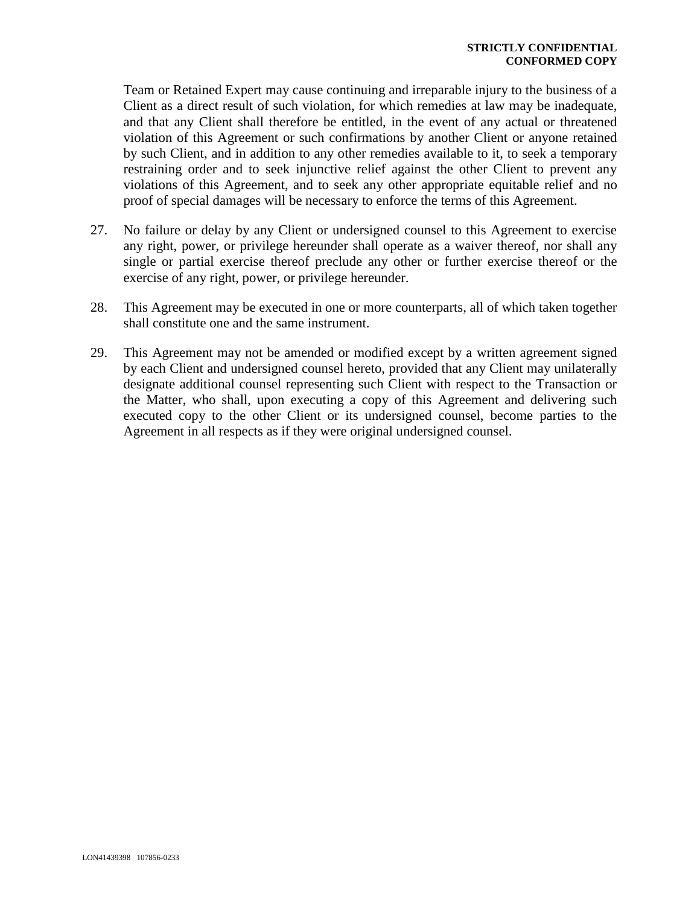Team or Retained Expert may cause continuing and irreparable injury to the business of a Client as a direct result of such violation, for which remedies at law may be inadequate, and that any Client shall therefore be entitled, in the event of any actual or threatened violation of this Agreement or such confirmations by another Client or anyone retained by such Client, and in addition to any other remedies available to it, to seek a temporary restraining order and to seek injunctive relief against the other Client to prevent any violations of this Agreement, and to seek any other appropriate equitable relief and no proof of special damages will be necessary to enforce the terms of this Agreement.

27. No failure or delay by any Client or undersigned counsel to this Agreement to exercise any right, power, or privilege hereunder shall operate as a waiver thereof, nor shall any single or partial exercise thereof preclude any other or further exercise thereof or the exercise of any right, power, or privilege hereunder.

28. This Agreement may be executed in one or more counterparts, all of which taken together shall constitute one and the same instrument.

29. This Agreement may not be amended or modified except by a written agreement signed by each Client and undersigned counsel hereto, provided that any Client may unilaterally designate additional counsel representing such Client with respect to the Transaction or the Matter, who shall, upon executing a copy of this Agreement and delivering such executed copy to the other Client or its undersigned counsel, become parties to the Agreement in all respects as if they were original undersigned counsel.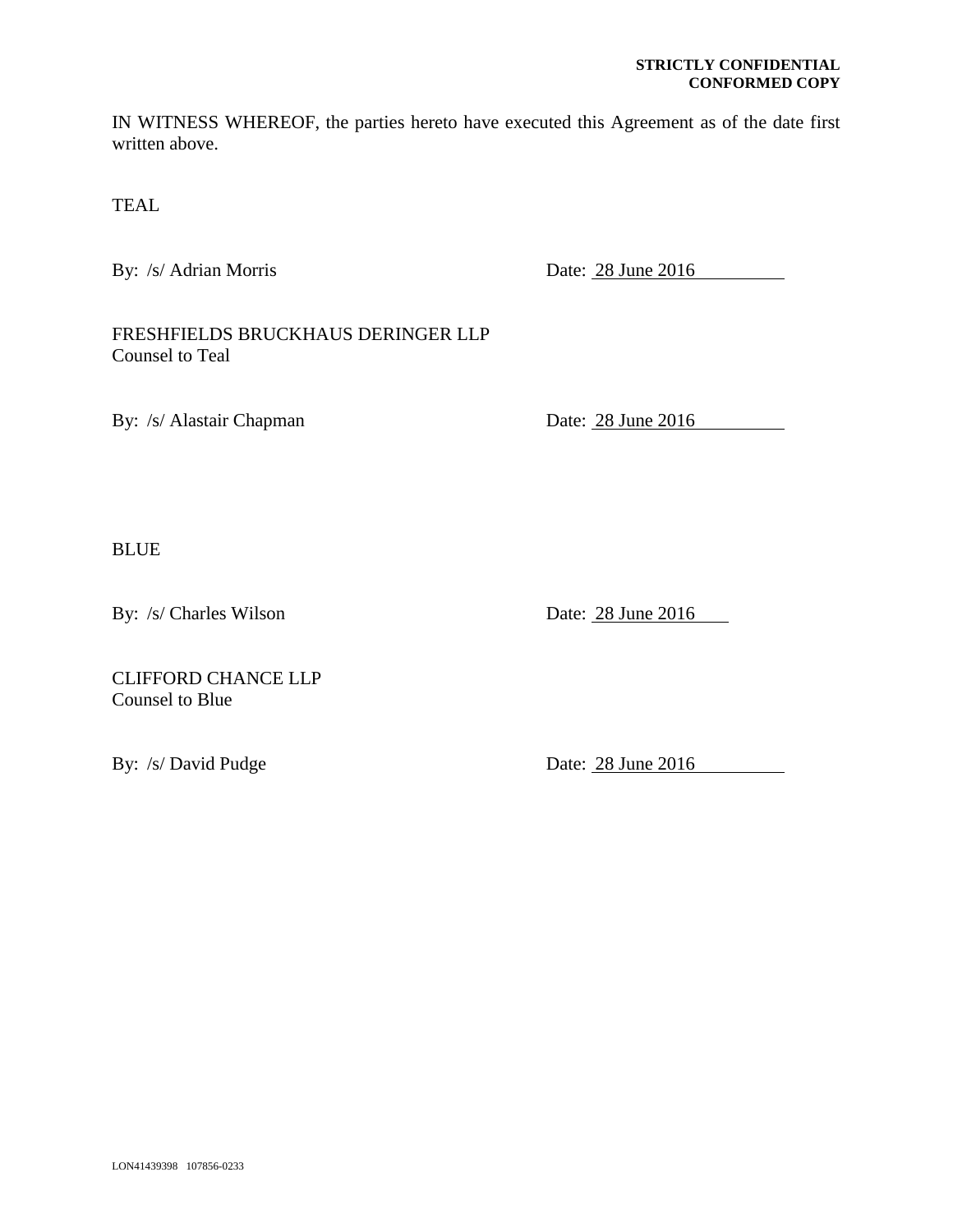**STRICTLY CONFIDENTIAL**
**CONFORMED COPY**

IN WITNESS WHEREOF, the parties hereto have executed this Agreement as of the date first written above.

TEAL

By: /s/ Adrian Morris

Date: 28 June 2016

FRESHFIELDS BRUCKHAUS DERINGER LLP
Counsel to Teal

By: /s/ Alastair Chapman

Date: 28 June 2016

BLUE

By: /s/ Charles Wilson

Date: 28 June 2016

CLIFFORD CHANCE LLP
Counsel to Blue

By: /s/ David Pudge

Date: 28 June 2016

LON41439398 107856-0233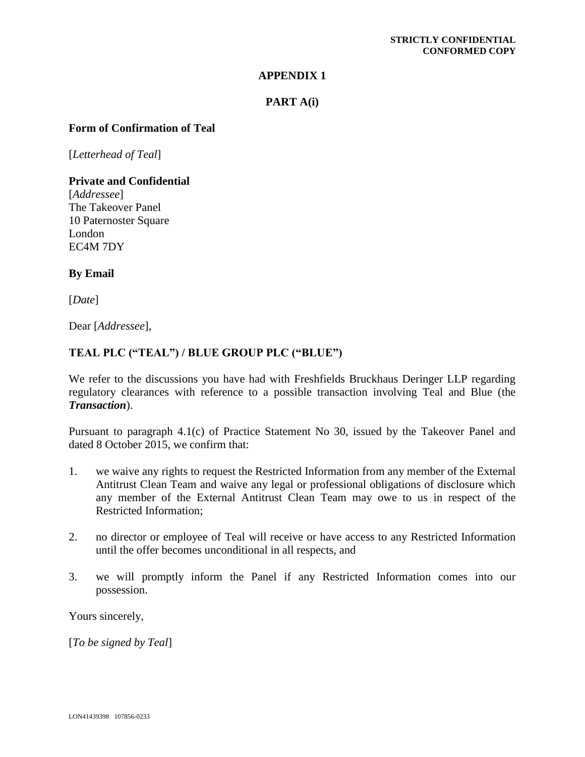**STRICTLY CONFIDENTIAL**
**CONFORMED COPY**

# APPENDIX 1

## PART A(i)

**Form of Confirmation of Teal**

[*Letterhead of Teal*]

**Private and Confidential**
[*Addressee*]
The Takeover Panel
10 Paternoster Square
London
EC4M 7DY

**By Email**

[*Date*]

Dear [*Addressee*],

**TEAL PLC ("TEAL") / BLUE GROUP PLC ("BLUE")**

We refer to the discussions you have had with Freshfields Bruckhaus Deringer LLP regarding regulatory clearances with reference to a possible transaction involving Teal and Blue (the ***Transaction***).

Pursuant to paragraph 4.1(c) of Practice Statement No 30, issued by the Takeover Panel and dated 8 October 2015, we confirm that:

1. we waive any rights to request the Restricted Information from any member of the External Antitrust Clean Team and waive any legal or professional obligations of disclosure which any member of the External Antitrust Clean Team may owe to us in respect of the Restricted Information;
2. no director or employee of Teal will receive or have access to any Restricted Information until the offer becomes unconditional in all respects, and
3. we will promptly inform the Panel if any Restricted Information comes into our possession.

Yours sincerely,

[*To be signed by Teal*]

LON41439398 107856-0233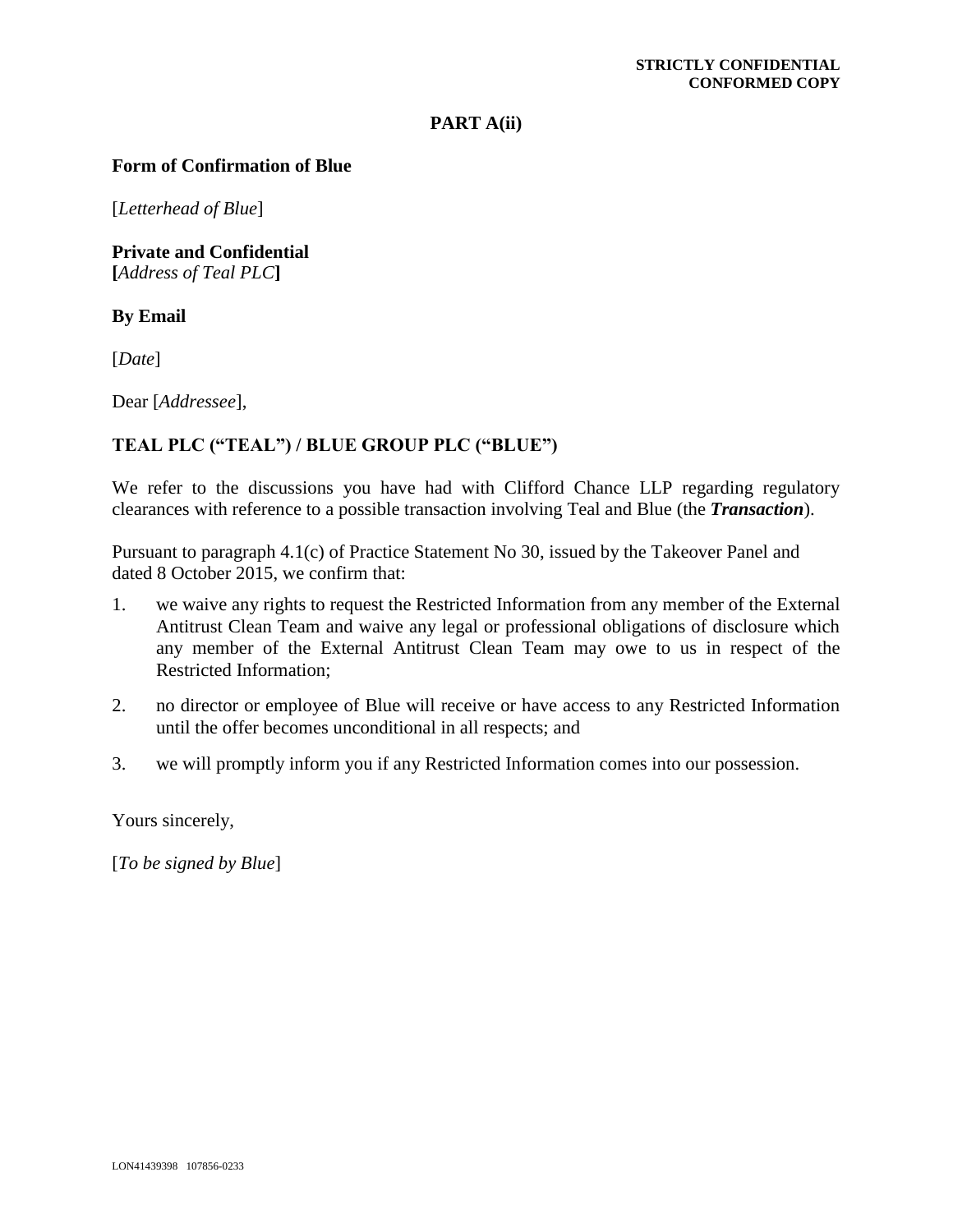**STRICTLY CONFIDENTIAL**
**CONFORMED COPY**

# PART A(ii)

**Form of Confirmation of Blue**

[*Letterhead of Blue*]

**Private and Confidential**
**[***Address of Teal PLC***]**

**By Email**

[*Date*]

Dear [*Addressee*],

**TEAL PLC ("TEAL") / BLUE GROUP PLC ("BLUE")**

We refer to the discussions you have had with Clifford Chance LLP regarding regulatory clearances with reference to a possible transaction involving Teal and Blue (the ***Transaction***).

Pursuant to paragraph 4.1(c) of Practice Statement No 30, issued by the Takeover Panel and dated 8 October 2015, we confirm that:

1. we waive any rights to request the Restricted Information from any member of the External Antitrust Clean Team and waive any legal or professional obligations of disclosure which any member of the External Antitrust Clean Team may owe to us in respect of the Restricted Information;
2. no director or employee of Blue will receive or have access to any Restricted Information until the offer becomes unconditional in all respects; and
3. we will promptly inform you if any Restricted Information comes into our possession.

Yours sincerely,

[*To be signed by Blue*]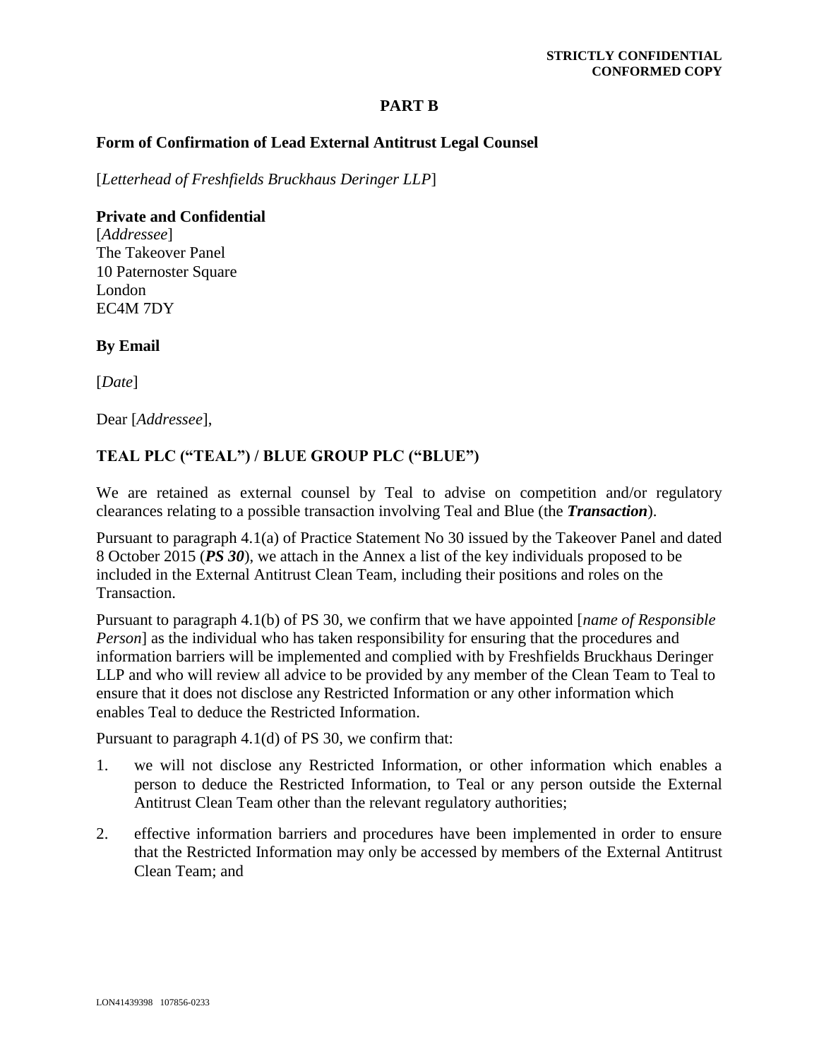**STRICTLY CONFIDENTIAL**
**CONFORMED COPY**

# PART B

## Form of Confirmation of Lead External Antitrust Legal Counsel

[*Letterhead of Freshfields Bruckhaus Deringer LLP*]

**Private and Confidential**
[*Addressee*]
The Takeover Panel
10 Paternoster Square
London
EC4M 7DY

**By Email**

[*Date*]

Dear [*Addressee*],

**TEAL PLC ("TEAL") / BLUE GROUP PLC ("BLUE")**

We are retained as external counsel by Teal to advise on competition and/or regulatory clearances relating to a possible transaction involving Teal and Blue (the ***Transaction***).

Pursuant to paragraph 4.1(a) of Practice Statement No 30 issued by the Takeover Panel and dated 8 October 2015 (***PS 30***), we attach in the Annex a list of the key individuals proposed to be included in the External Antitrust Clean Team, including their positions and roles on the Transaction.

Pursuant to paragraph 4.1(b) of PS 30, we confirm that we have appointed [*name of Responsible Person*] as the individual who has taken responsibility for ensuring that the procedures and information barriers will be implemented and complied with by Freshfields Bruckhaus Deringer LLP and who will review all advice to be provided by any member of the Clean Team to Teal to ensure that it does not disclose any Restricted Information or any other information which enables Teal to deduce the Restricted Information.

Pursuant to paragraph 4.1(d) of PS 30, we confirm that:

1. we will not disclose any Restricted Information, or other information which enables a person to deduce the Restricted Information, to Teal or any person outside the External Antitrust Clean Team other than the relevant regulatory authorities;
2. effective information barriers and procedures have been implemented in order to ensure that the Restricted Information may only be accessed by members of the External Antitrust Clean Team; and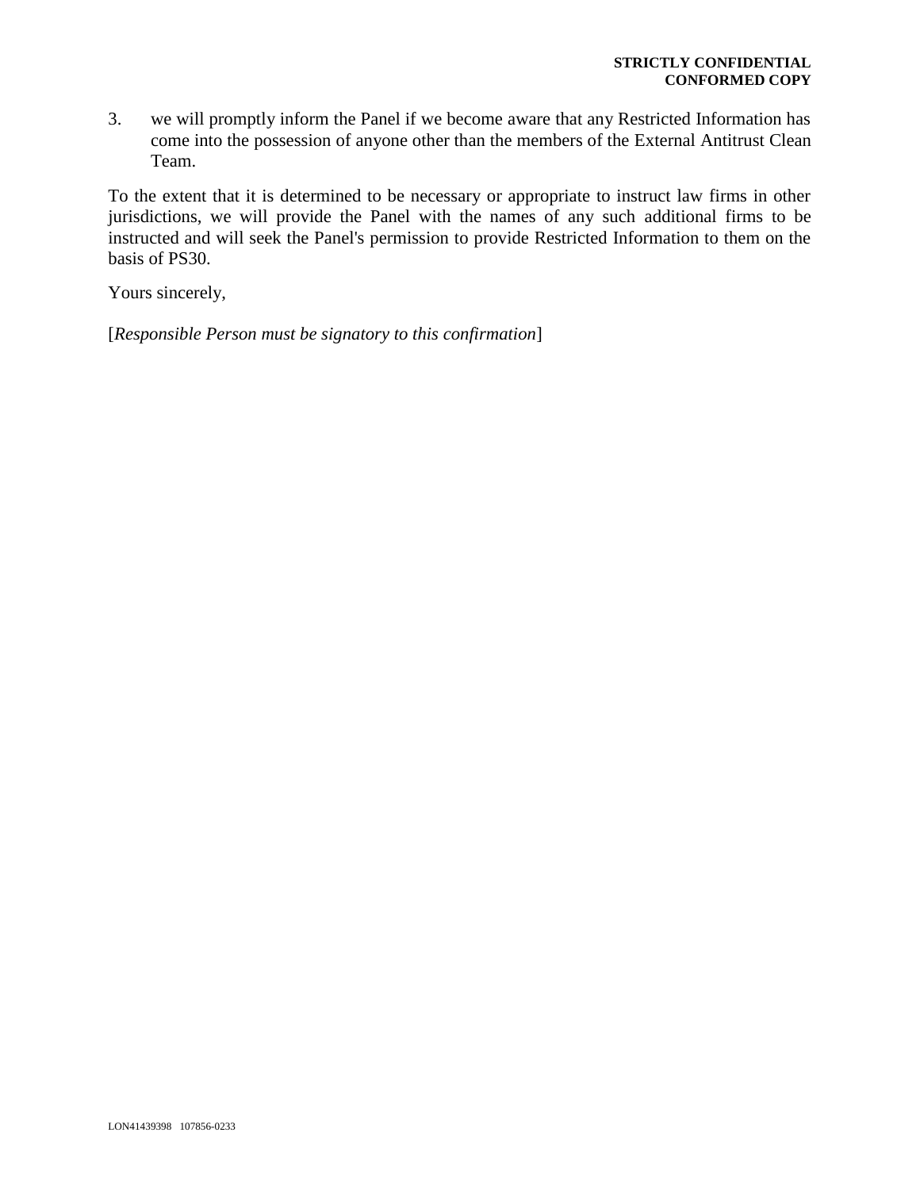3. we will promptly inform the Panel if we become aware that any Restricted Information has come into the possession of anyone other than the members of the External Antitrust Clean Team.

To the extent that it is determined to be necessary or appropriate to instruct law firms in other jurisdictions, we will provide the Panel with the names of any such additional firms to be instructed and will seek the Panel's permission to provide Restricted Information to them on the basis of PS30.

Yours sincerely,

[*Responsible Person must be signatory to this confirmation*]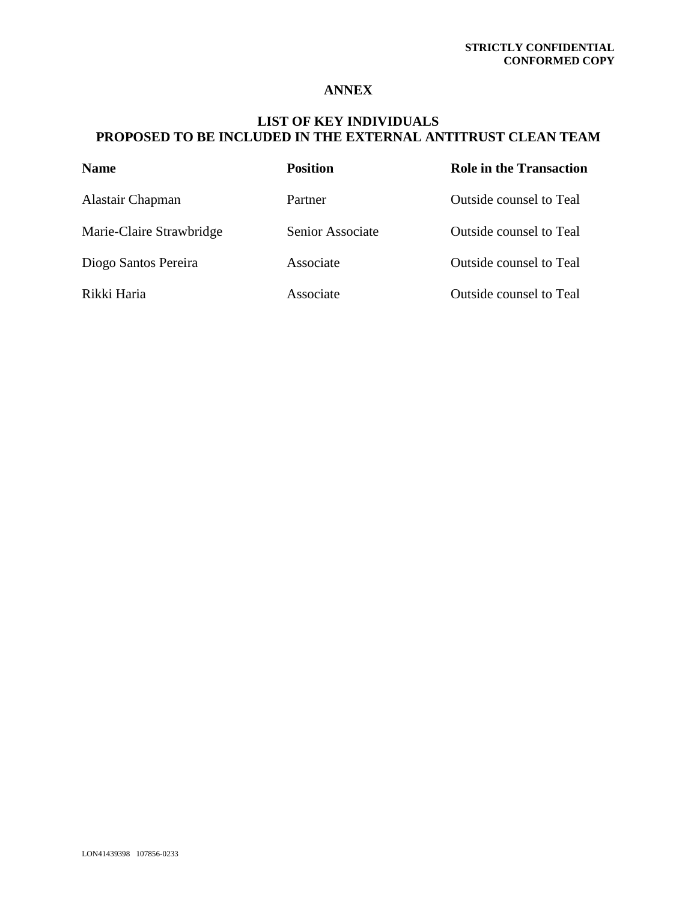**STRICTLY CONFIDENTIAL**
**CONFORMED COPY**

# ANNEX

## LIST OF KEY INDIVIDUALS PROPOSED TO BE INCLUDED IN THE EXTERNAL ANTITRUST CLEAN TEAM

| Name | Position | Role in the Transaction |
|---|---|---|
| Alastair Chapman | Partner | Outside counsel to Teal |
| Marie-Claire Strawbridge | Senior Associate | Outside counsel to Teal |
| Diogo Santos Pereira | Associate | Outside counsel to Teal |
| Rikki Haria | Associate | Outside counsel to Teal |

LON41439398 107856-0233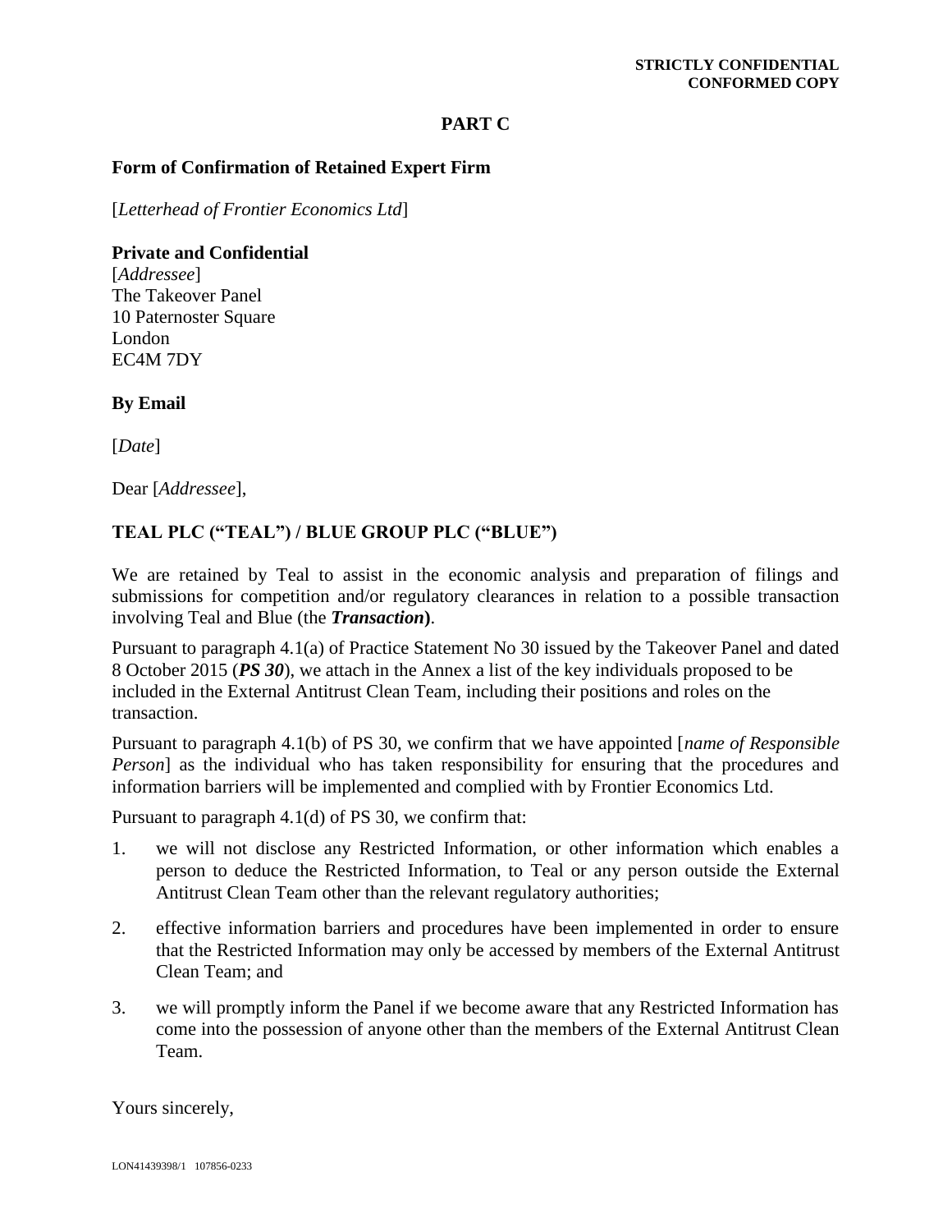**STRICTLY CONFIDENTIAL**
**CONFORMED COPY**

## PART C

### Form of Confirmation of Retained Expert Firm

[*Letterhead of Frontier Economics Ltd*]

**Private and Confidential**
[*Addressee*]
The Takeover Panel
10 Paternoster Square
London
EC4M 7DY

**By Email**

[*Date*]

Dear [*Addressee*],

**TEAL PLC ("TEAL") / BLUE GROUP PLC ("BLUE")**

We are retained by Teal to assist in the economic analysis and preparation of filings and submissions for competition and/or regulatory clearances in relation to a possible transaction involving Teal and Blue (the ***Transaction***).

Pursuant to paragraph 4.1(a) of Practice Statement No 30 issued by the Takeover Panel and dated 8 October 2015 (***PS 30***), we attach in the Annex a list of the key individuals proposed to be included in the External Antitrust Clean Team, including their positions and roles on the transaction.

Pursuant to paragraph 4.1(b) of PS 30, we confirm that we have appointed [*name of Responsible Person*] as the individual who has taken responsibility for ensuring that the procedures and information barriers will be implemented and complied with by Frontier Economics Ltd.

Pursuant to paragraph 4.1(d) of PS 30, we confirm that:

1. we will not disclose any Restricted Information, or other information which enables a person to deduce the Restricted Information, to Teal or any person outside the External Antitrust Clean Team other than the relevant regulatory authorities;
2. effective information barriers and procedures have been implemented in order to ensure that the Restricted Information may only be accessed by members of the External Antitrust Clean Team; and
3. we will promptly inform the Panel if we become aware that any Restricted Information has come into the possession of anyone other than the members of the External Antitrust Clean Team.

Yours sincerely,

LON41439398/1 107856-0233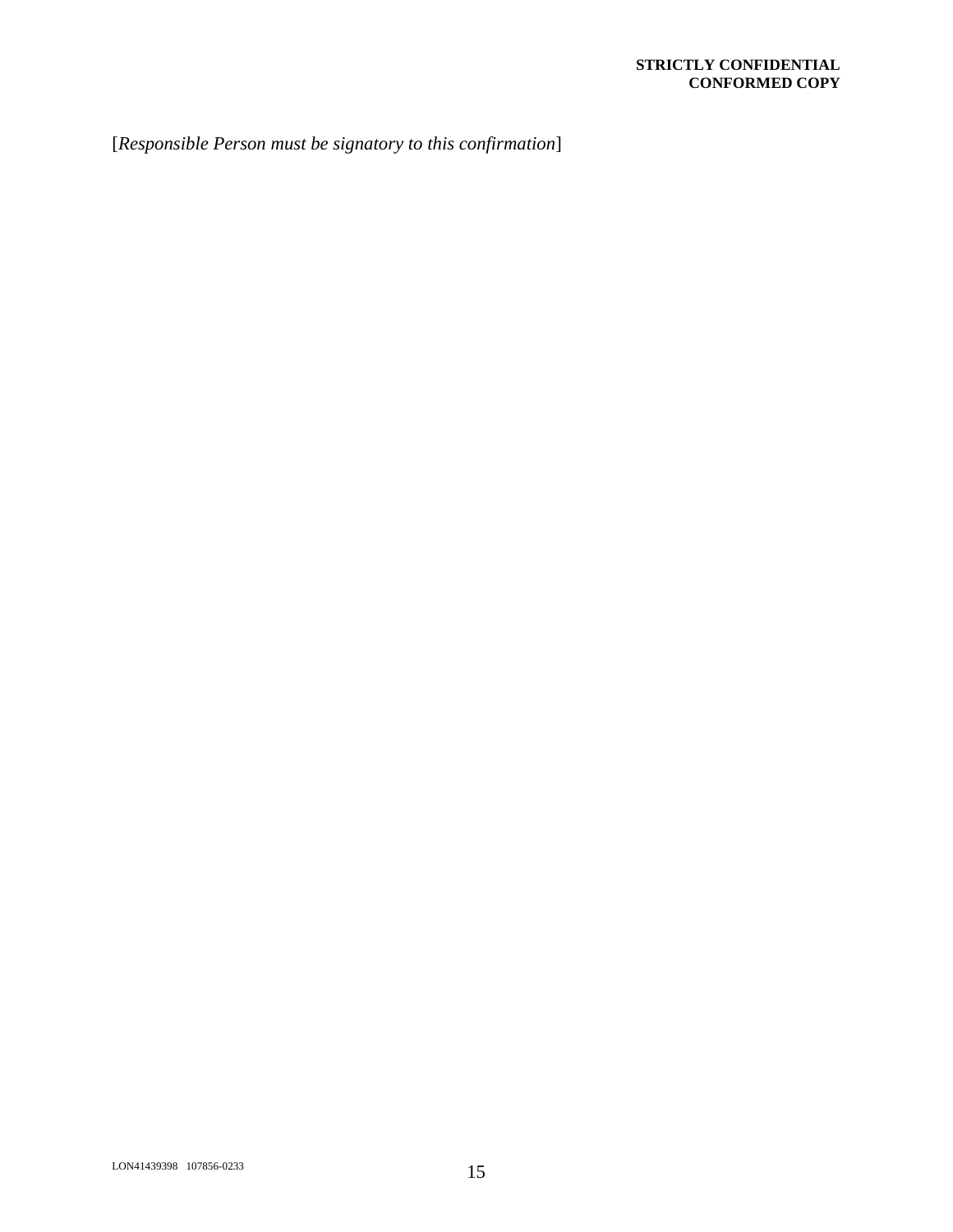[*Responsible Person must be signatory to this confirmation*]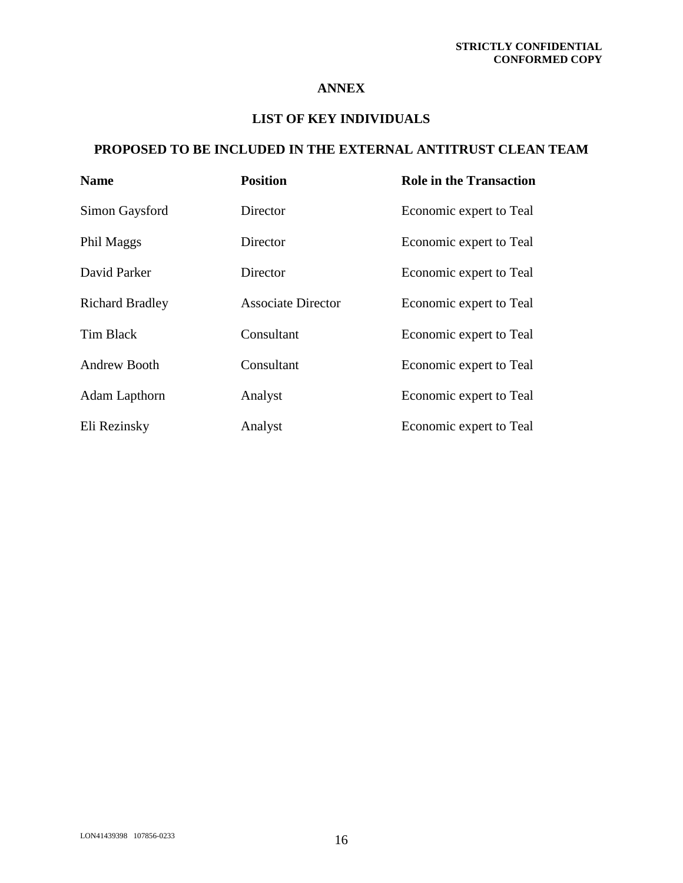# ANNEX

## LIST OF KEY INDIVIDUALS

## PROPOSED TO BE INCLUDED IN THE EXTERNAL ANTITRUST CLEAN TEAM

| Name | Position | Role in the Transaction |
|---|---|---|
| Simon Gaysford | Director | Economic expert to Teal |
| Phil Maggs | Director | Economic expert to Teal |
| David Parker | Director | Economic expert to Teal |
| Richard Bradley | Associate Director | Economic expert to Teal |
| Tim Black | Consultant | Economic expert to Teal |
| Andrew Booth | Consultant | Economic expert to Teal |
| Adam Lapthorn | Analyst | Economic expert to Teal |
| Eli Rezinsky | Analyst | Economic expert to Teal |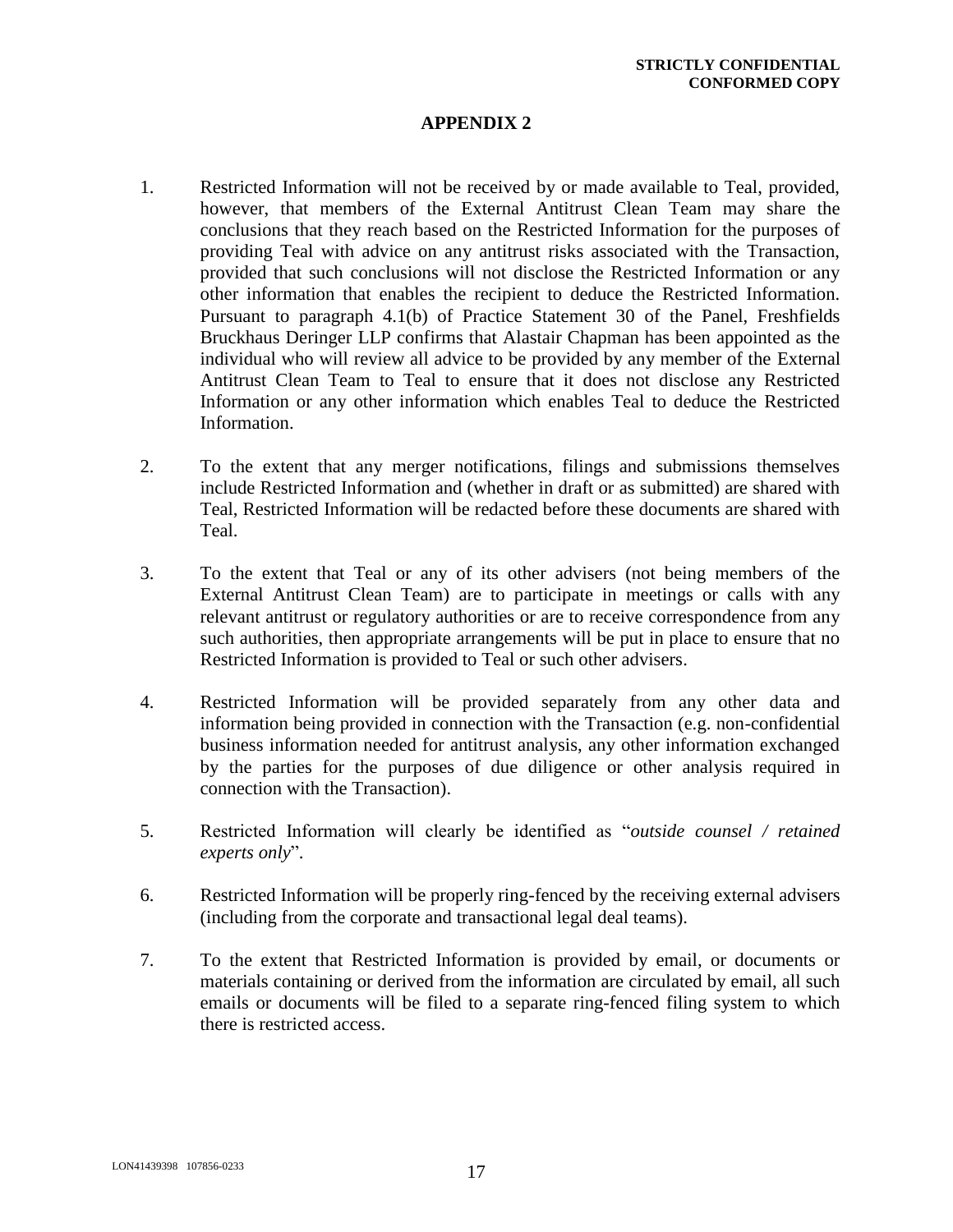**STRICTLY CONFIDENTIAL**
**CONFORMED COPY**

# APPENDIX 2

1. Restricted Information will not be received by or made available to Teal, provided, however, that members of the External Antitrust Clean Team may share the conclusions that they reach based on the Restricted Information for the purposes of providing Teal with advice on any antitrust risks associated with the Transaction, provided that such conclusions will not disclose the Restricted Information or any other information that enables the recipient to deduce the Restricted Information. Pursuant to paragraph 4.1(b) of Practice Statement 30 of the Panel, Freshfields Bruckhaus Deringer LLP confirms that Alastair Chapman has been appointed as the individual who will review all advice to be provided by any member of the External Antitrust Clean Team to Teal to ensure that it does not disclose any Restricted Information or any other information which enables Teal to deduce the Restricted Information.

2. To the extent that any merger notifications, filings and submissions themselves include Restricted Information and (whether in draft or as submitted) are shared with Teal, Restricted Information will be redacted before these documents are shared with Teal.

3. To the extent that Teal or any of its other advisers (not being members of the External Antitrust Clean Team) are to participate in meetings or calls with any relevant antitrust or regulatory authorities or are to receive correspondence from any such authorities, then appropriate arrangements will be put in place to ensure that no Restricted Information is provided to Teal or such other advisers.

4. Restricted Information will be provided separately from any other data and information being provided in connection with the Transaction (e.g. non-confidential business information needed for antitrust analysis, any other information exchanged by the parties for the purposes of due diligence or other analysis required in connection with the Transaction).

5. Restricted Information will clearly be identified as "*outside counsel / retained experts only*".

6. Restricted Information will be properly ring-fenced by the receiving external advisers (including from the corporate and transactional legal deal teams).

7. To the extent that Restricted Information is provided by email, or documents or materials containing or derived from the information are circulated by email, all such emails or documents will be filed to a separate ring-fenced filing system to which there is restricted access.

LON41439398 107856-0233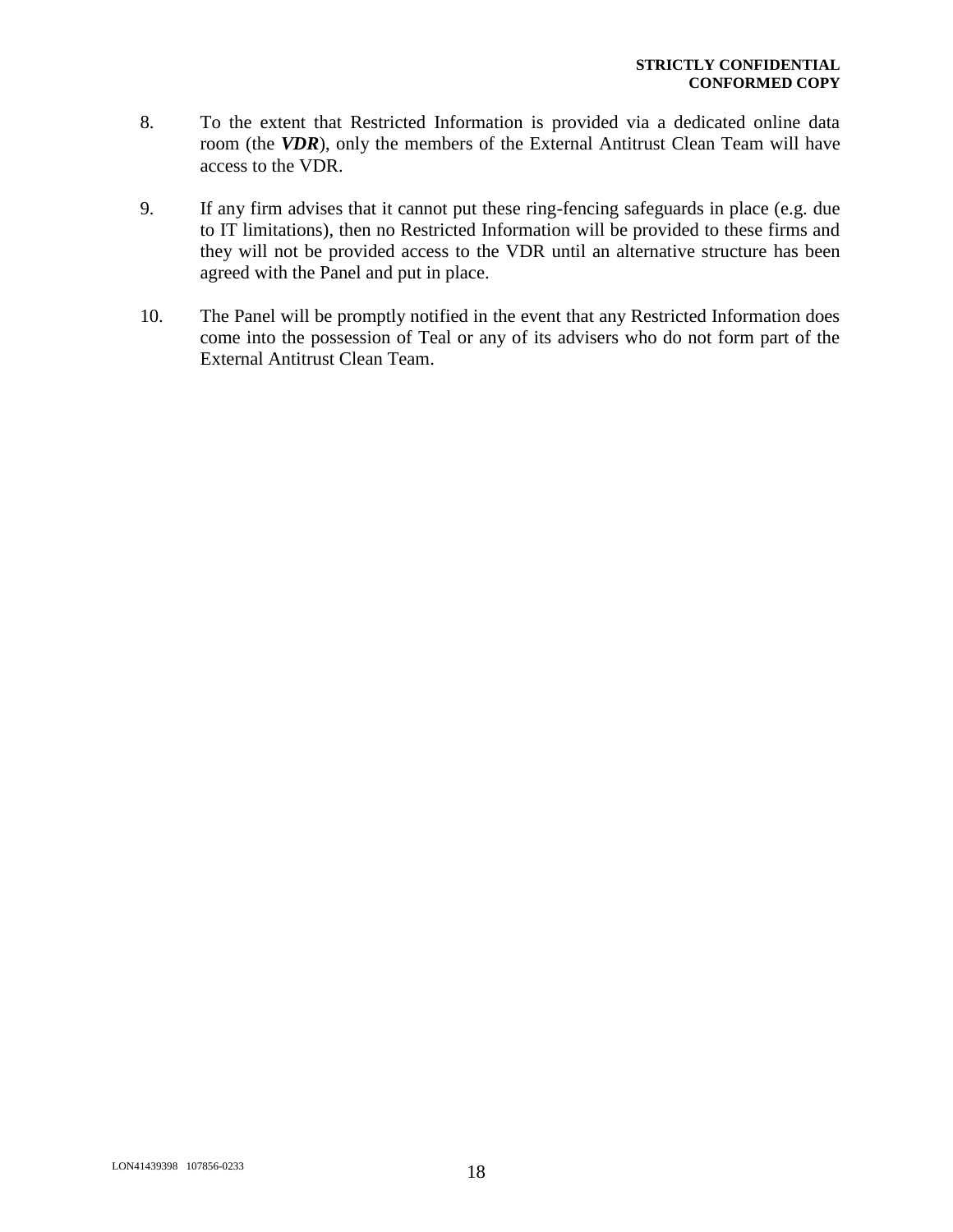8. To the extent that Restricted Information is provided via a dedicated online data room (the ***VDR***), only the members of the External Antitrust Clean Team will have access to the VDR.

9. If any firm advises that it cannot put these ring-fencing safeguards in place (e.g. due to IT limitations), then no Restricted Information will be provided to these firms and they will not be provided access to the VDR until an alternative structure has been agreed with the Panel and put in place.

10. The Panel will be promptly notified in the event that any Restricted Information does come into the possession of Teal or any of its advisers who do not form part of the External Antitrust Clean Team.